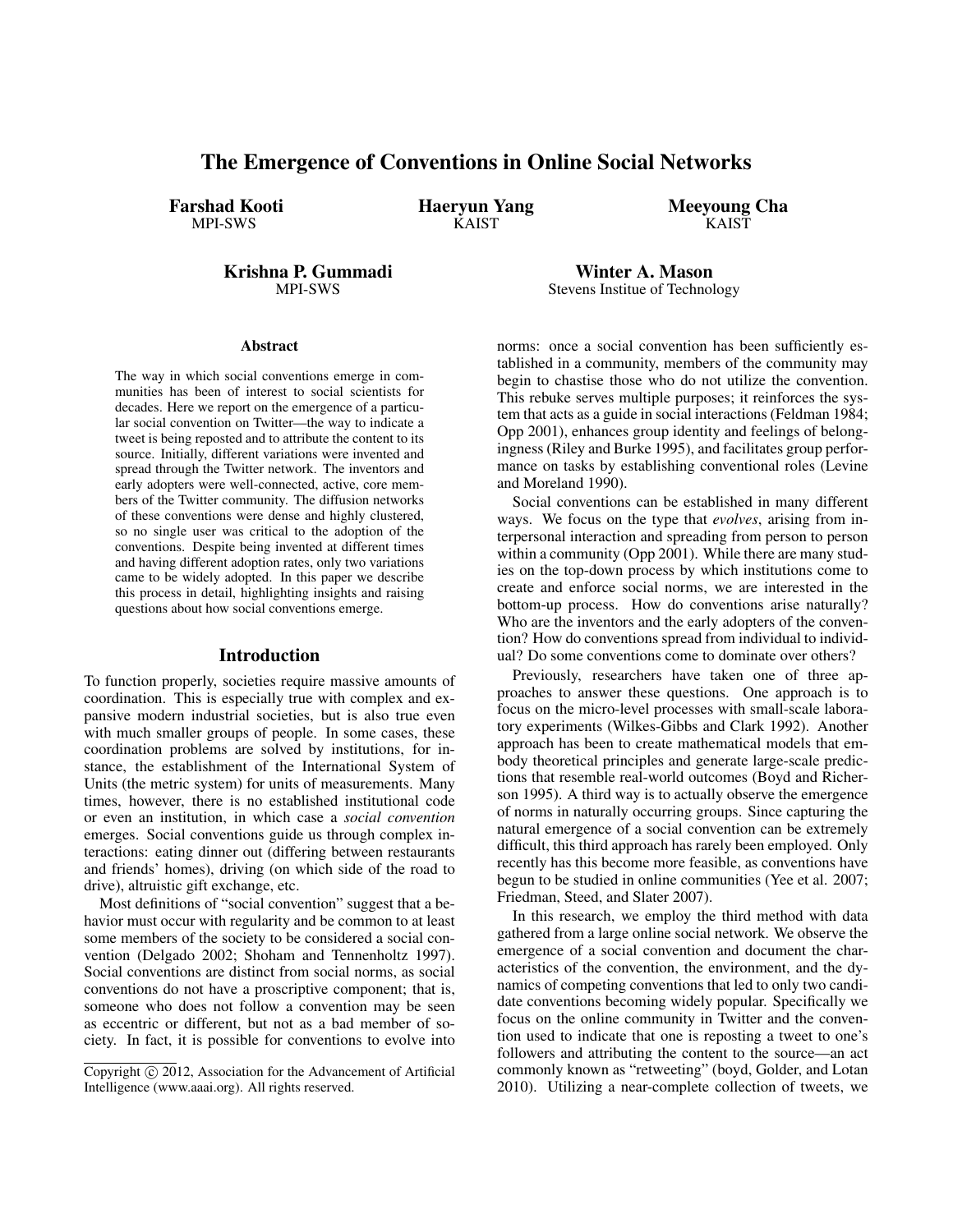# The Emergence of Conventions in Online Social Networks

**Farshad Kooti**
MPI-SWS

**Haeryun Yang**
KAIST

**Meeyoung Cha**
KAIST

**Krishna P. Gummadi**
MPI-SWS

**Winter A. Mason**
Stevens Institue of Technology

### Abstract

The way in which social conventions emerge in communities has been of interest to social scientists for decades. Here we report on the emergence of a particular social convention on Twitter—the way to indicate a tweet is being reposted and to attribute the content to its source. Initially, different variations were invented and spread through the Twitter network. The inventors and early adopters were well-connected, active, core members of the Twitter community. The diffusion networks of these conventions were dense and highly clustered, so no single user was critical to the adoption of the conventions. Despite being invented at different times and having different adoption rates, only two variations came to be widely adopted. In this paper we describe this process in detail, highlighting insights and raising questions about how social conventions emerge.

## Introduction

To function properly, societies require massive amounts of coordination. This is especially true with complex and expansive modern industrial societies, but is also true even with much smaller groups of people. In some cases, these coordination problems are solved by institutions, for instance, the establishment of the International System of Units (the metric system) for units of measurements. Many times, however, there is no established institutional code or even an institution, in which case a *social convention* emerges. Social conventions guide us through complex interactions: eating dinner out (differing between restaurants and friends' homes), driving (on which side of the road to drive), altruistic gift exchange, etc.

Most definitions of "social convention" suggest that a behavior must occur with regularity and be common to at least some members of the society to be considered a social convention (Delgado 2002; Shoham and Tennenholtz 1997). Social conventions are distinct from social norms, as social conventions do not have a proscriptive component; that is, someone who does not follow a convention may be seen as eccentric or different, but not as a bad member of society. In fact, it is possible for conventions to evolve into norms: once a social convention has been sufficiently established in a community, members of the community may begin to chastise those who do not utilize the convention. This rebuke serves multiple purposes; it reinforces the system that acts as a guide in social interactions (Feldman 1984; Opp 2001), enhances group identity and feelings of belongingness (Riley and Burke 1995), and facilitates group performance on tasks by establishing conventional roles (Levine and Moreland 1990).

Social conventions can be established in many different ways. We focus on the type that *evolves*, arising from interpersonal interaction and spreading from person to person within a community (Opp 2001). While there are many studies on the top-down process by which institutions come to create and enforce social norms, we are interested in the bottom-up process. How do conventions arise naturally? Who are the inventors and the early adopters of the convention? How do conventions spread from individual to individual? Do some conventions come to dominate over others?

Previously, researchers have taken one of three approaches to answer these questions. One approach is to focus on the micro-level processes with small-scale laboratory experiments (Wilkes-Gibbs and Clark 1992). Another approach has been to create mathematical models that embody theoretical principles and generate large-scale predictions that resemble real-world outcomes (Boyd and Richerson 1995). A third way is to actually observe the emergence of norms in naturally occurring groups. Since capturing the natural emergence of a social convention can be extremely difficult, this third approach has rarely been employed. Only recently has this become more feasible, as conventions have begun to be studied in online communities (Yee et al. 2007; Friedman, Steed, and Slater 2007).

In this research, we employ the third method with data gathered from a large online social network. We observe the emergence of a social convention and document the characteristics of the convention, the environment, and the dynamics of competing conventions that led to only two candidate conventions becoming widely popular. Specifically we focus on the online community in Twitter and the convention used to indicate that one is reposting a tweet to one's followers and attributing the content to the source—an act commonly known as "retweeting" (boyd, Golder, and Lotan 2010). Utilizing a near-complete collection of tweets, we

Copyright © 2012, Association for the Advancement of Artificial Intelligence (www.aaai.org). All rights reserved.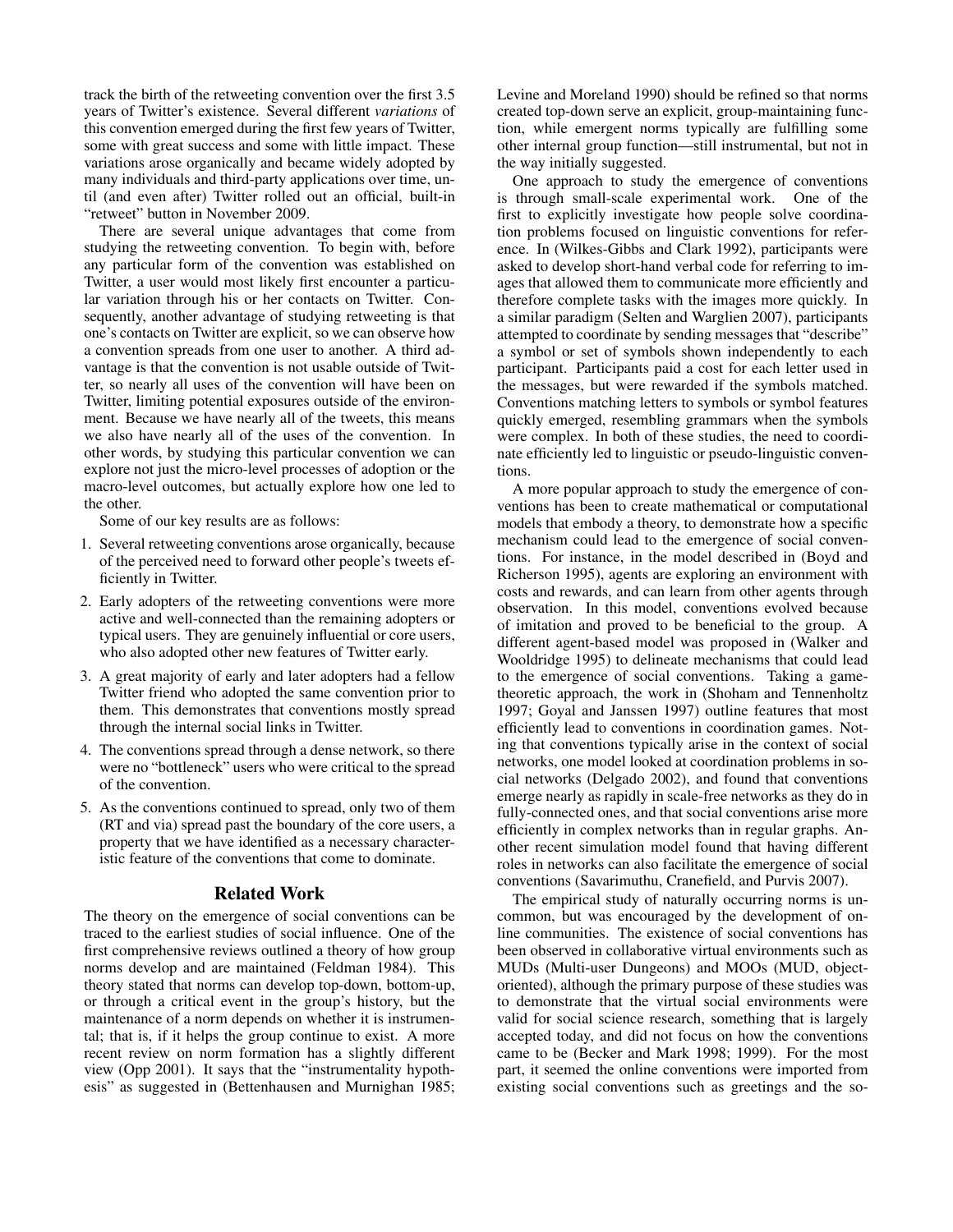track the birth of the retweeting convention over the first 3.5 years of Twitter's existence. Several different *variations* of this convention emerged during the first few years of Twitter, some with great success and some with little impact. These variations arose organically and became widely adopted by many individuals and third-party applications over time, until (and even after) Twitter rolled out an official, built-in "retweet" button in November 2009.

There are several unique advantages that come from studying the retweeting convention. To begin with, before any particular form of the convention was established on Twitter, a user would most likely first encounter a particular variation through his or her contacts on Twitter. Consequently, another advantage of studying retweeting is that one's contacts on Twitter are explicit, so we can observe how a convention spreads from one user to another. A third advantage is that the convention is not usable outside of Twitter, so nearly all uses of the convention will have been on Twitter, limiting potential exposures outside of the environment. Because we have nearly all of the tweets, this means we also have nearly all of the uses of the convention. In other words, by studying this particular convention we can explore not just the micro-level processes of adoption or the macro-level outcomes, but actually explore how one led to the other.

Some of our key results are as follows:

1. Several retweeting conventions arose organically, because of the perceived need to forward other people's tweets efficiently in Twitter.
2. Early adopters of the retweeting conventions were more active and well-connected than the remaining adopters or typical users. They are genuinely influential or core users, who also adopted other new features of Twitter early.
3. A great majority of early and later adopters had a fellow Twitter friend who adopted the same convention prior to them. This demonstrates that conventions mostly spread through the internal social links in Twitter.
4. The conventions spread through a dense network, so there were no "bottleneck" users who were critical to the spread of the convention.
5. As the conventions continued to spread, only two of them (RT and via) spread past the boundary of the core users, a property that we have identified as a necessary characteristic feature of the conventions that come to dominate.

## Related Work

The theory on the emergence of social conventions can be traced to the earliest studies of social influence. One of the first comprehensive reviews outlined a theory of how group norms develop and are maintained (Feldman 1984). This theory stated that norms can develop top-down, bottom-up, or through a critical event in the group's history, but the maintenance of a norm depends on whether it is instrumental; that is, if it helps the group continue to exist. A more recent review on norm formation has a slightly different view (Opp 2001). It says that the "instrumentality hypothesis" as suggested in (Bettenhausen and Murnighan 1985; Levine and Moreland 1990) should be refined so that norms created top-down serve an explicit, group-maintaining function, while emergent norms typically are fulfilling some other internal group function—still instrumental, but not in the way initially suggested.

One approach to study the emergence of conventions is through small-scale experimental work. One of the first to explicitly investigate how people solve coordination problems focused on linguistic conventions for reference. In (Wilkes-Gibbs and Clark 1992), participants were asked to develop short-hand verbal code for referring to images that allowed them to communicate more efficiently and therefore complete tasks with the images more quickly. In a similar paradigm (Selten and Warglien 2007), participants attempted to coordinate by sending messages that "describe" a symbol or set of symbols shown independently to each participant. Participants paid a cost for each letter used in the messages, but were rewarded if the symbols matched. Conventions matching letters to symbols or symbol features quickly emerged, resembling grammars when the symbols were complex. In both of these studies, the need to coordinate efficiently led to linguistic or pseudo-linguistic conventions.

A more popular approach to study the emergence of conventions has been to create mathematical or computational models that embody a theory, to demonstrate how a specific mechanism could lead to the emergence of social conventions. For instance, in the model described in (Boyd and Richerson 1995), agents are exploring an environment with costs and rewards, and can learn from other agents through observation. In this model, conventions evolved because of imitation and proved to be beneficial to the group. A different agent-based model was proposed in (Walker and Wooldridge 1995) to delineate mechanisms that could lead to the emergence of social conventions. Taking a game-theoretic approach, the work in (Shoham and Tennenholtz 1997; Goyal and Janssen 1997) outline features that most efficiently lead to conventions in coordination games. Noting that conventions typically arise in the context of social networks, one model looked at coordination problems in social networks (Delgado 2002), and found that conventions emerge nearly as rapidly in scale-free networks as they do in fully-connected ones, and that social conventions arise more efficiently in complex networks than in regular graphs. Another recent simulation model found that having different roles in networks can also facilitate the emergence of social conventions (Savarimuthu, Cranefield, and Purvis 2007).

The empirical study of naturally occurring norms is uncommon, but was encouraged by the development of online communities. The existence of social conventions has been observed in collaborative virtual environments such as MUDs (Multi-user Dungeons) and MOOs (MUD, object-oriented), although the primary purpose of these studies was to demonstrate that the virtual social environments were valid for social science research, something that is largely accepted today, and did not focus on how the conventions came to be (Becker and Mark 1998; 1999). For the most part, it seemed the online conventions were imported from existing social conventions such as greetings and the so-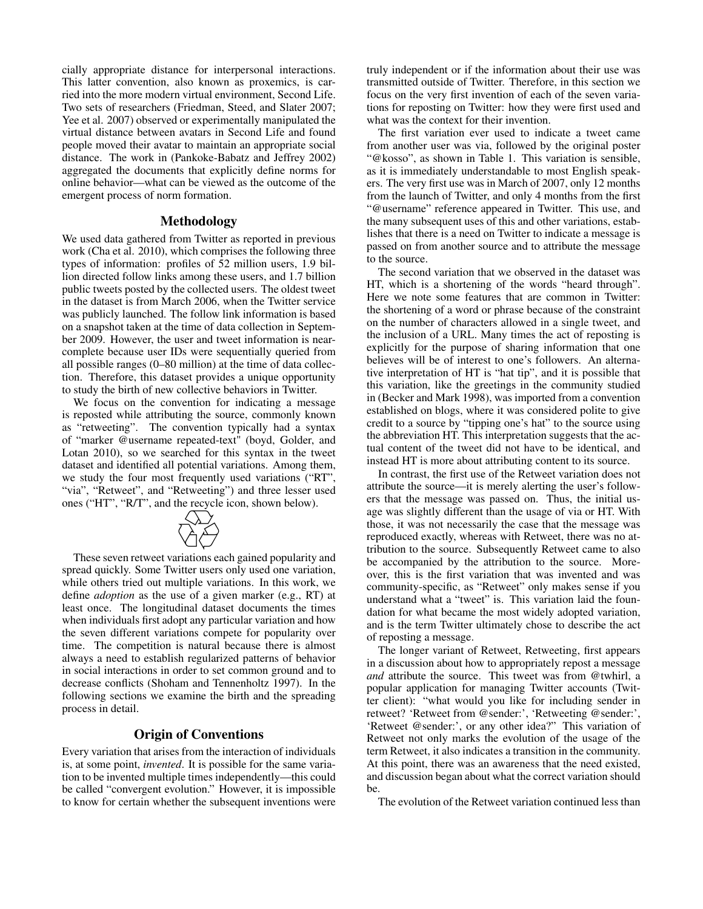cially appropriate distance for interpersonal interactions. This latter convention, also known as proxemics, is carried into the more modern virtual environment, Second Life. Two sets of researchers (Friedman, Steed, and Slater 2007; Yee et al. 2007) observed or experimentally manipulated the virtual distance between avatars in Second Life and found people moved their avatar to maintain an appropriate social distance. The work in (Pankoke-Babatz and Jeffrey 2002) aggregated the documents that explicitly define norms for online behavior—what can be viewed as the outcome of the emergent process of norm formation.

## Methodology

We used data gathered from Twitter as reported in previous work (Cha et al. 2010), which comprises the following three types of information: profiles of 52 million users, 1.9 billion directed follow links among these users, and 1.7 billion public tweets posted by the collected users. The oldest tweet in the dataset is from March 2006, when the Twitter service was publicly launched. The follow link information is based on a snapshot taken at the time of data collection in September 2009. However, the user and tweet information is near-complete because user IDs were sequentially queried from all possible ranges (0–80 million) at the time of data collection. Therefore, this dataset provides a unique opportunity to study the birth of new collective behaviors in Twitter.

We focus on the convention for indicating a message is reposted while attributing the source, commonly known as "retweeting". The convention typically had a syntax of "marker @username repeated-text" (boyd, Golder, and Lotan 2010), so we searched for this syntax in the tweet dataset and identified all potential variations. Among them, we study the four most frequently used variations ("RT", "via", "Retweet", and "Retweeting") and three lesser used ones ("HT", "R/T", and the recycle icon, shown below).

♲

These seven retweet variations each gained popularity and spread quickly. Some Twitter users only used one variation, while others tried out multiple variations. In this work, we define *adoption* as the use of a given marker (e.g., RT) at least once. The longitudinal dataset documents the times when individuals first adopt any particular variation and how the seven different variations compete for popularity over time. The competition is natural because there is almost always a need to establish regularized patterns of behavior in social interactions in order to set common ground and to decrease conflicts (Shoham and Tennenholtz 1997). In the following sections we examine the birth and the spreading process in detail.

## Origin of Conventions

Every variation that arises from the interaction of individuals is, at some point, *invented*. It is possible for the same variation to be invented multiple times independently—this could be called "convergent evolution." However, it is impossible to know for certain whether the subsequent inventions were truly independent or if the information about their use was transmitted outside of Twitter. Therefore, in this section we focus on the very first invention of each of the seven variations for reposting on Twitter: how they were first used and what was the context for their invention.

The first variation ever used to indicate a tweet came from another user was via, followed by the original poster "@kosso", as shown in Table 1. This variation is sensible, as it is immediately understandable to most English speakers. The very first use was in March of 2007, only 12 months from the launch of Twitter, and only 4 months from the first "@username" reference appeared in Twitter. This use, and the many subsequent uses of this and other variations, establishes that there is a need on Twitter to indicate a message is passed on from another source and to attribute the message to the source.

The second variation that we observed in the dataset was HT, which is a shortening of the words "heard through". Here we note some features that are common in Twitter: the shortening of a word or phrase because of the constraint on the number of characters allowed in a single tweet, and the inclusion of a URL. Many times the act of reposting is explicitly for the purpose of sharing information that one believes will be of interest to one's followers. An alternative interpretation of HT is "hat tip", and it is possible that this variation, like the greetings in the community studied in (Becker and Mark 1998), was imported from a convention established on blogs, where it was considered polite to give credit to a source by "tipping one's hat" to the source using the abbreviation HT. This interpretation suggests that the actual content of the tweet did not have to be identical, and instead HT is more about attributing content to its source.

In contrast, the first use of the Retweet variation does not attribute the source—it is merely alerting the user's followers that the message was passed on. Thus, the initial usage was slightly different than the usage of via or HT. With those, it was not necessarily the case that the message was reproduced exactly, whereas with Retweet, there was no attribution to the source. Subsequently Retweet came to also be accompanied by the attribution to the source. Moreover, this is the first variation that was invented and was community-specific, as "Retweet" only makes sense if you understand what a "tweet" is. This variation laid the foundation for what became the most widely adopted variation, and is the term Twitter ultimately chose to describe the act of reposting a message.

The longer variant of Retweet, Retweeting, first appears in a discussion about how to appropriately repost a message *and* attribute the source. This tweet was from @twhirl, a popular application for managing Twitter accounts (Twitter client): "what would you like for including sender in retweet? 'Retweet from @sender:', 'Retweeting @sender:', 'Retweet @sender:', or any other idea?" This variation of Retweet not only marks the evolution of the usage of the term Retweet, it also indicates a transition in the community. At this point, there was an awareness that the need existed, and discussion began about what the correct variation should be.

The evolution of the Retweet variation continued less than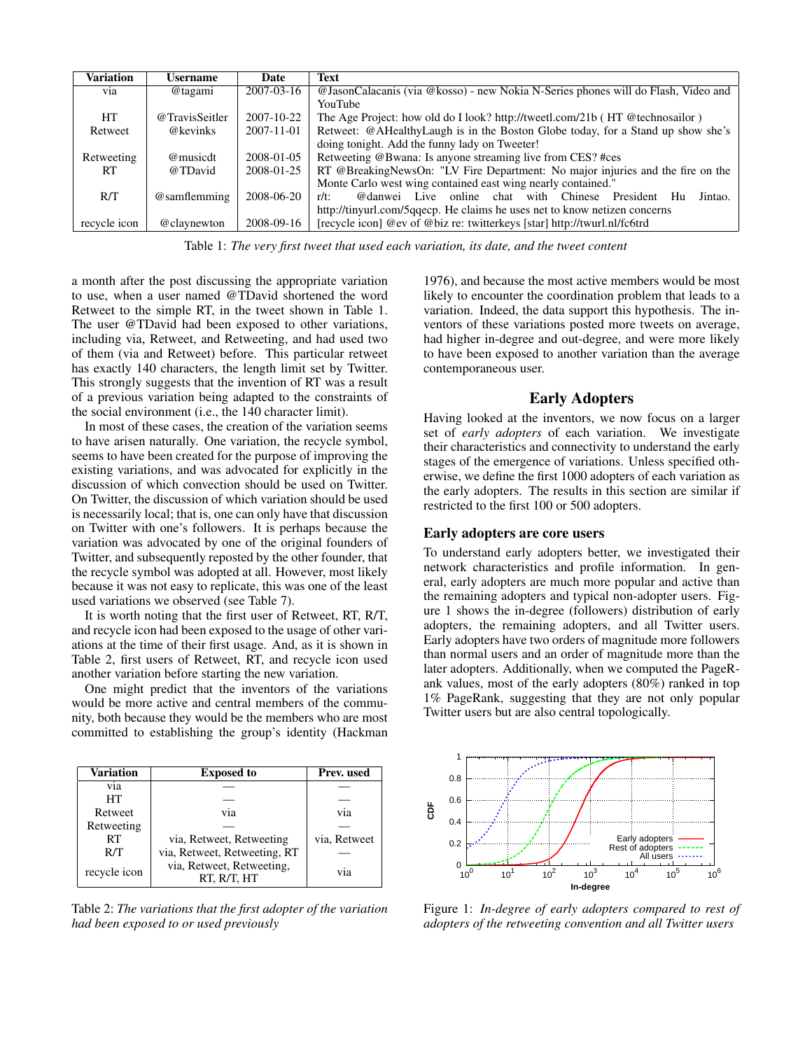| Variation | Username | Date | Text |
|---|---|---|---|
| via | @tagami | 2007-03-16 | @JasonCalacanis (via @kosso) - new Nokia N-Series phones will do Flash, Video and YouTube |
| HT | @TravisSeitler | 2007-10-22 | The Age Project: how old do I look? http://tweetl.com/21b ( HT @technosailor ) |
| Retweet | @kevinks | 2007-11-01 | Retweet: @AHealthyLaugh is in the Boston Globe today, for a Stand up show she's doing tonight. Add the funny lady on Tweeter! |
| Retweeting | @musicdt | 2008-01-05 | Retweeting @Bwana: Is anyone streaming live from CES? #ces |
| RT | @TDavid | 2008-01-25 | RT @BreakingNewsOn: "LV Fire Department: No major injuries and the fire on the Monte Carlo west wing contained east wing nearly contained." |
| R/T | @samflemming | 2008-06-20 | r/t: @danwei Live online chat with Chinese President Hu Jintao. http://tinyurl.com/5qqecp. He claims he uses net to know netizen concerns |
| recycle icon | @claynewton | 2008-09-16 | [recycle icon] @ev of @biz re: twitterkeys [star] http://twurl.nl/fc6trd |

Table 1: *The very first tweet that used each variation, its date, and the tweet content*

a month after the post discussing the appropriate variation to use, when a user named @TDavid shortened the word Retweet to the simple RT, in the tweet shown in Table 1. The user @TDavid had been exposed to other variations, including via, Retweet, and Retweeting, and had used two of them (via and Retweet) before. This particular retweet has exactly 140 characters, the length limit set by Twitter. This strongly suggests that the invention of RT was a result of a previous variation being adapted to the constraints of the social environment (i.e., the 140 character limit).

In most of these cases, the creation of the variation seems to have arisen naturally. One variation, the recycle symbol, seems to have been created for the purpose of improving the existing variations, and was advocated for explicitly in the discussion of which convection should be used on Twitter. On Twitter, the discussion of which variation should be used is necessarily local; that is, one can only have that discussion on Twitter with one's followers. It is perhaps because the variation was advocated by one of the original founders of Twitter, and subsequently reposted by the other founder, that the recycle symbol was adopted at all. However, most likely because it was not easy to replicate, this was one of the least used variations we observed (see Table 7).

It is worth noting that the first user of Retweet, RT, R/T, and recycle icon had been exposed to the usage of other variations at the time of their first usage. And, as it is shown in Table 2, first users of Retweet, RT, and recycle icon used another variation before starting the new variation.

One might predict that the inventors of the variations would be more active and central members of the community, both because they would be the members who are most committed to establishing the group's identity (Hackman 1976), and because the most active members would be most likely to encounter the coordination problem that leads to a variation. Indeed, the data support this hypothesis. The inventors of these variations posted more tweets on average, had higher in-degree and out-degree, and were more likely to have been exposed to another variation than the average contemporaneous user.

| Variation | Exposed to | Prev. used |
|---|---|---|
| via | — | — |
| HT | — | — |
| Retweet | via | via |
| Retweeting | — | — |
| RT | via, Retweet, Retweeting | via, Retweet |
| R/T | via, Retweet, Retweeting, RT | — |
| recycle icon | via, Retweet, Retweeting, RT, R/T, HT | via |

Table 2: *The variations that the first adopter of the variation had been exposed to or used previously*

## Early Adopters

Having looked at the inventors, we now focus on a larger set of *early adopters* of each variation. We investigate their characteristics and connectivity to understand the early stages of the emergence of variations. Unless specified otherwise, we define the first 1000 adopters of each variation as the early adopters. The results in this section are similar if restricted to the first 100 or 500 adopters.

### Early adopters are core users

To understand early adopters better, we investigated their network characteristics and profile information. In general, early adopters are much more popular and active than the remaining adopters and typical non-adopter users. Figure 1 shows the in-degree (followers) distribution of early adopters, the remaining adopters, and all Twitter users. Early adopters have two orders of magnitude more followers than normal users and an order of magnitude more than the later adopters. Additionally, when we computed the PageRank values, most of the early adopters (80%) ranked in top 1% PageRank, suggesting that they are not only popular Twitter users but are also central topologically.

Figure 1: *In-degree of early adopters compared to rest of adopters of the retweeting convention and all Twitter users*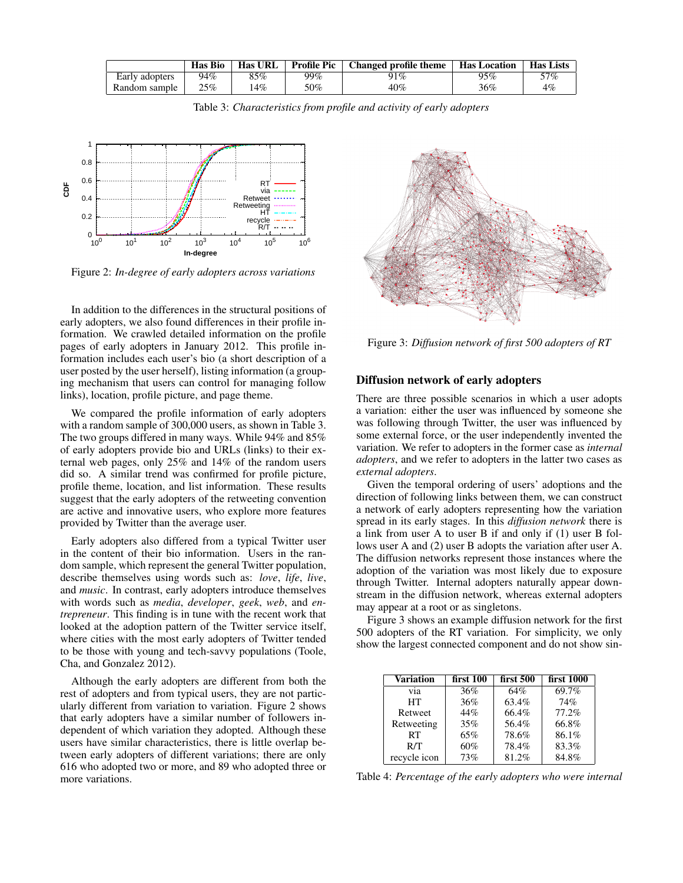| | Has Bio | Has URL | Profile Pic | Changed profile theme | Has Location | Has Lists |
|---|---|---|---|---|---|---|
| Early adopters | 94% | 85% | 99% | 91% | 95% | 57% |
| Random sample | 25% | 14% | 50% | 40% | 36% | 4% |

Table 3: *Characteristics from profile and activity of early adopters*

Figure 2: *In-degree of early adopters across variations*

In addition to the differences in the structural positions of early adopters, we also found differences in their profile information. We crawled detailed information on the profile pages of early adopters in January 2012. This profile information includes each user's bio (a short description of a user posted by the user herself), listing information (a grouping mechanism that users can control for managing follow links), location, profile picture, and page theme.

We compared the profile information of early adopters with a random sample of 300,000 users, as shown in Table 3. The two groups differed in many ways. While 94% and 85% of early adopters provide bio and URLs (links) to their external web pages, only 25% and 14% of the random users did so. A similar trend was confirmed for profile picture, profile theme, location, and list information. These results suggest that the early adopters of the retweeting convention are active and innovative users, who explore more features provided by Twitter than the average user.

Early adopters also differed from a typical Twitter user in the content of their bio information. Users in the random sample, which represent the general Twitter population, describe themselves using words such as: *love*, *life*, *live*, and *music*. In contrast, early adopters introduce themselves with words such as *media*, *developer*, *geek*, *web*, and *entrepreneur*. This finding is in tune with the recent work that looked at the adoption pattern of the Twitter service itself, where cities with the most early adopters of Twitter tended to be those with young and tech-savvy populations (Toole, Cha, and Gonzalez 2012).

Although the early adopters are different from both the rest of adopters and from typical users, they are not particularly different from variation to variation. Figure 2 shows that early adopters have a similar number of followers independent of which variation they adopted. Although these users have similar characteristics, there is little overlap between early adopters of different variations; there are only 616 who adopted two or more, and 89 who adopted three or more variations.

Figure 3: *Diffusion network of first 500 adopters of RT*

## Diffusion network of early adopters

There are three possible scenarios in which a user adopts a variation: either the user was influenced by someone she was following through Twitter, the user was influenced by some external force, or the user independently invented the variation. We refer to adopters in the former case as *internal adopters*, and we refer to adopters in the latter two cases as *external adopters*.

Given the temporal ordering of users' adoptions and the direction of following links between them, we can construct a network of early adopters representing how the variation spread in its early stages. In this *diffusion network* there is a link from user A to user B if and only if (1) user B follows user A and (2) user B adopts the variation after user A. The diffusion networks represent those instances where the adoption of the variation was most likely due to exposure through Twitter. Internal adopters naturally appear downstream in the diffusion network, whereas external adopters may appear at a root or as singletons.

Figure 3 shows an example diffusion network for the first 500 adopters of the RT variation. For simplicity, we only show the largest connected component and do not show sin-

| Variation | first 100 | first 500 | first 1000 |
|---|---|---|---|
| via | 36% | 64% | 69.7% |
| HT | 36% | 63.4% | 74% |
| Retweet | 44% | 66.4% | 77.2% |
| Retweeting | 35% | 56.4% | 66.8% |
| RT | 65% | 78.6% | 86.1% |
| R/T | 60% | 78.4% | 83.3% |
| recycle icon | 73% | 81.2% | 84.8% |

Table 4: *Percentage of the early adopters who were internal*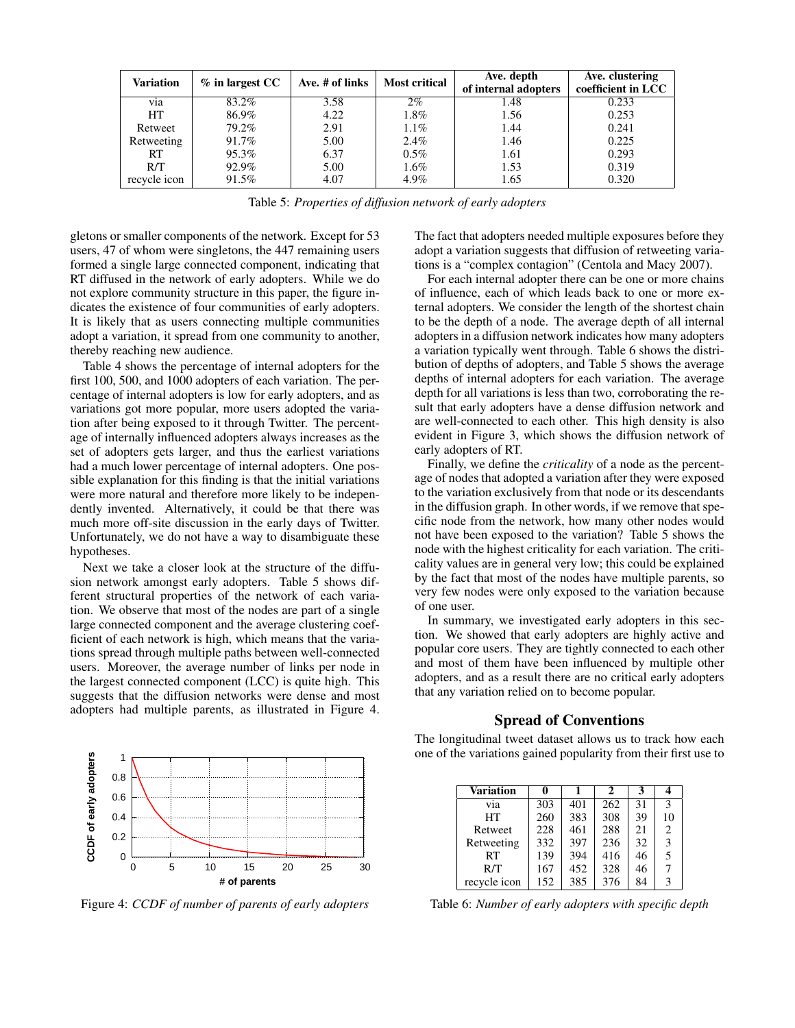| Variation | % in largest CC | Ave. # of links | Most critical | Ave. depth of internal adopters | Ave. clustering coefficient in LCC |
|---|---|---|---|---|---|
| via | 83.2% | 3.58 | 2% | 1.48 | 0.233 |
| HT | 86.9% | 4.22 | 1.8% | 1.56 | 0.253 |
| Retweet | 79.2% | 2.91 | 1.1% | 1.44 | 0.241 |
| Retweeting | 91.7% | 5.00 | 2.4% | 1.46 | 0.225 |
| RT | 95.3% | 6.37 | 0.5% | 1.61 | 0.293 |
| R/T | 92.9% | 5.00 | 1.6% | 1.53 | 0.319 |
| recycle icon | 91.5% | 4.07 | 4.9% | 1.65 | 0.320 |

Table 5: *Properties of diffusion network of early adopters*

gletons or smaller components of the network. Except for 53 users, 47 of whom were singletons, the 447 remaining users formed a single large connected component, indicating that RT diffused in the network of early adopters. While we do not explore community structure in this paper, the figure indicates the existence of four communities of early adopters. It is likely that as users connecting multiple communities adopt a variation, it spread from one community to another, thereby reaching new audience.

Table 4 shows the percentage of internal adopters for the first 100, 500, and 1000 adopters of each variation. The percentage of internal adopters is low for early adopters, and as variations got more popular, more users adopted the variation after being exposed to it through Twitter. The percentage of internally influenced adopters always increases as the set of adopters gets larger, and thus the earliest variations had a much lower percentage of internal adopters. One possible explanation for this finding is that the initial variations were more natural and therefore more likely to be independently invented. Alternatively, it could be that there was much more off-site discussion in the early days of Twitter. Unfortunately, we do not have a way to disambiguate these hypotheses.

Next we take a closer look at the structure of the diffusion network amongst early adopters. Table 5 shows different structural properties of the network of each variation. We observe that most of the nodes are part of a single large connected component and the average clustering coefficient of each network is high, which means that the variations spread through multiple paths between well-connected users. Moreover, the average number of links per node in the largest connected component (LCC) is quite high. This suggests that the diffusion networks were dense and most adopters had multiple parents, as illustrated in Figure 4.

Figure 4: *CCDF of number of parents of early adopters*

The fact that adopters needed multiple exposures before they adopt a variation suggests that diffusion of retweeting variations is a "complex contagion" (Centola and Macy 2007).

For each internal adopter there can be one or more chains of influence, each of which leads back to one or more external adopters. We consider the length of the shortest chain to be the depth of a node. The average depth of all internal adopters in a diffusion network indicates how many adopters a variation typically went through. Table 6 shows the distribution of depths of adopters, and Table 5 shows the average depths of internal adopters for each variation. The average depth for all variations is less than two, corroborating the result that early adopters have a dense diffusion network and are well-connected to each other. This high density is also evident in Figure 3, which shows the diffusion network of early adopters of RT.

Finally, we define the *criticality* of a node as the percentage of nodes that adopted a variation after they were exposed to the variation exclusively from that node or its descendants in the diffusion graph. In other words, if we remove that specific node from the network, how many other nodes would not have been exposed to the variation? Table 5 shows the node with the highest criticality for each variation. The criticality values are in general very low; this could be explained by the fact that most of the nodes have multiple parents, so very few nodes were only exposed to the variation because of one user.

In summary, we investigated early adopters in this section. We showed that early adopters are highly active and popular core users. They are tightly connected to each other and most of them have been influenced by multiple other adopters, and as a result there are no critical early adopters that any variation relied on to become popular.

## Spread of Conventions

The longitudinal tweet dataset allows us to track how each one of the variations gained popularity from their first use to

| Variation | 0 | 1 | 2 | 3 | 4 |
|---|---|---|---|---|---|
| via | 303 | 401 | 262 | 31 | 3 |
| HT | 260 | 383 | 308 | 39 | 10 |
| Retweet | 228 | 461 | 288 | 21 | 2 |
| Retweeting | 332 | 397 | 236 | 32 | 3 |
| RT | 139 | 394 | 416 | 46 | 5 |
| R/T | 167 | 452 | 328 | 46 | 7 |
| recycle icon | 152 | 385 | 376 | 84 | 3 |

Table 6: *Number of early adopters with specific depth*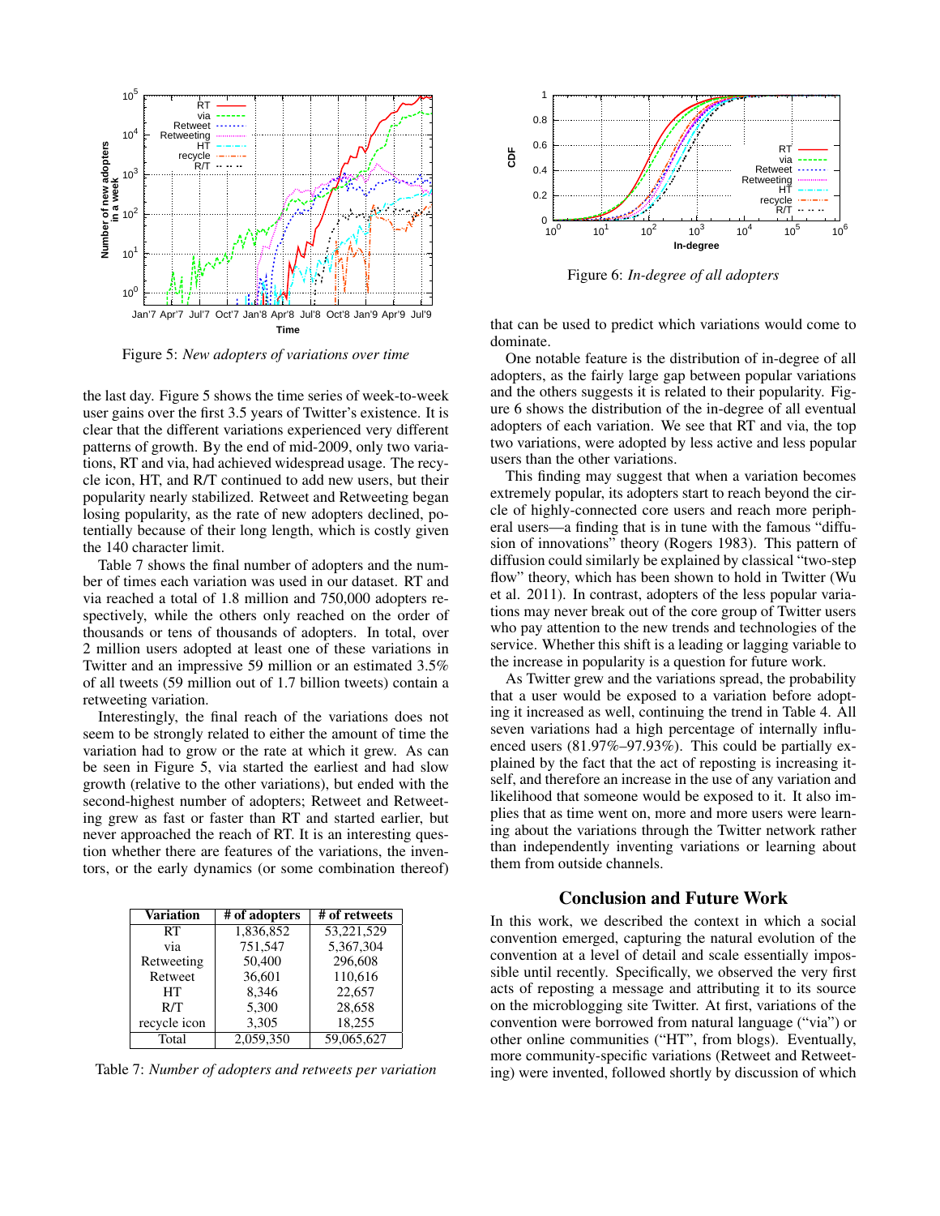Figure 5: *New adopters of variations over time*

the last day. Figure 5 shows the time series of week-to-week user gains over the first 3.5 years of Twitter's existence. It is clear that the different variations experienced very different patterns of growth. By the end of mid-2009, only two variations, RT and via, had achieved widespread usage. The recycle icon, HT, and R/T continued to add new users, but their popularity nearly stabilized. Retweet and Retweeting began losing popularity, as the rate of new adopters declined, potentially because of their long length, which is costly given the 140 character limit.

Table 7 shows the final number of adopters and the number of times each variation was used in our dataset. RT and via reached a total of 1.8 million and 750,000 adopters respectively, while the others only reached on the order of thousands or tens of thousands of adopters. In total, over 2 million users adopted at least one of these variations in Twitter and an impressive 59 million or an estimated 3.5% of all tweets (59 million out of 1.7 billion tweets) contain a retweeting variation.

Interestingly, the final reach of the variations does not seem to be strongly related to either the amount of time the variation had to grow or the rate at which it grew. As can be seen in Figure 5, via started the earliest and had slow growth (relative to the other variations), but ended with the second-highest number of adopters; Retweet and Retweeting grew as fast or faster than RT and started earlier, but never approached the reach of RT. It is an interesting question whether there are features of the variations, the inventors, or the early dynamics (or some combination thereof) that can be used to predict which variations would come to dominate.

| Variation | # of adopters | # of retweets |
|---|---|---|
| RT | 1,836,852 | 53,221,529 |
| via | 751,547 | 5,367,304 |
| Retweeting | 50,400 | 296,608 |
| Retweet | 36,601 | 110,616 |
| HT | 8,346 | 22,657 |
| R/T | 5,300 | 28,658 |
| recycle icon | 3,305 | 18,255 |
| Total | 2,059,350 | 59,065,627 |

Table 7: *Number of adopters and retweets per variation*

Figure 6: *In-degree of all adopters*

One notable feature is the distribution of in-degree of all adopters, as the fairly large gap between popular variations and the others suggests it is related to their popularity. Figure 6 shows the distribution of the in-degree of all eventual adopters of each variation. We see that RT and via, the top two variations, were adopted by less active and less popular users than the other variations.

This finding may suggest that when a variation becomes extremely popular, its adopters start to reach beyond the circle of highly-connected core users and reach more peripheral users—a finding that is in tune with the famous "diffusion of innovations" theory (Rogers 1983). This pattern of diffusion could similarly be explained by classical "two-step flow" theory, which has been shown to hold in Twitter (Wu et al. 2011). In contrast, adopters of the less popular variations may never break out of the core group of Twitter users who pay attention to the new trends and technologies of the service. Whether this shift is a leading or lagging variable to the increase in popularity is a question for future work.

As Twitter grew and the variations spread, the probability that a user would be exposed to a variation before adopting it increased as well, continuing the trend in Table 4. All seven variations had a high percentage of internally influenced users (81.97%–97.93%). This could be partially explained by the fact that the act of reposting is increasing itself, and therefore an increase in the use of any variation and likelihood that someone would be exposed to it. It also implies that as time went on, more and more users were learning about the variations through the Twitter network rather than independently inventing variations or learning about them from outside channels.

## Conclusion and Future Work

In this work, we described the context in which a social convention emerged, capturing the natural evolution of the convention at a level of detail and scale essentially impossible until recently. Specifically, we observed the very first acts of reposting a message and attributing it to its source on the microblogging site Twitter. At first, variations of the convention were borrowed from natural language ("via") or other online communities ("HT", from blogs). Eventually, more community-specific variations (Retweet and Retweeting) were invented, followed shortly by discussion of which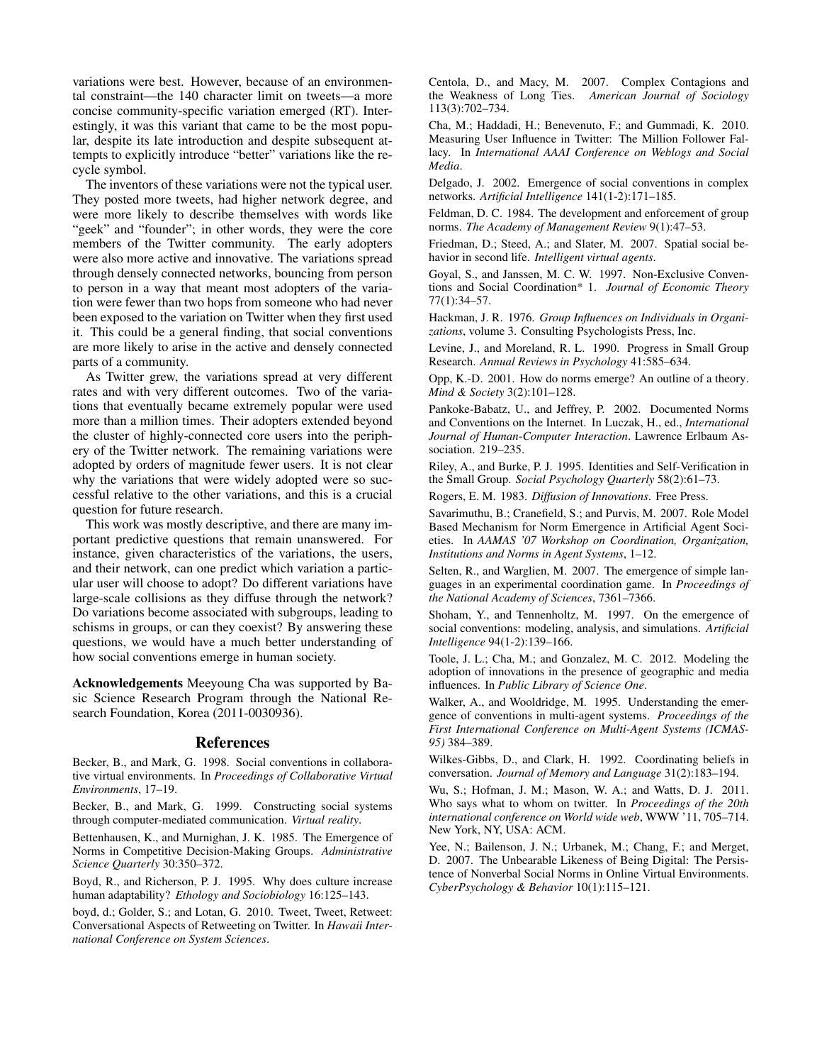variations were best. However, because of an environmental constraint—the 140 character limit on tweets—a more concise community-specific variation emerged (RT). Interestingly, it was this variant that came to be the most popular, despite its late introduction and despite subsequent attempts to explicitly introduce "better" variations like the recycle symbol.

The inventors of these variations were not the typical user. They posted more tweets, had higher network degree, and were more likely to describe themselves with words like "geek" and "founder"; in other words, they were the core members of the Twitter community. The early adopters were also more active and innovative. The variations spread through densely connected networks, bouncing from person to person in a way that meant most adopters of the variation were fewer than two hops from someone who had never been exposed to the variation on Twitter when they first used it. This could be a general finding, that social conventions are more likely to arise in the active and densely connected parts of a community.

As Twitter grew, the variations spread at very different rates and with very different outcomes. Two of the variations that eventually became extremely popular were used more than a million times. Their adopters extended beyond the cluster of highly-connected core users into the periphery of the Twitter network. The remaining variations were adopted by orders of magnitude fewer users. It is not clear why the variations that were widely adopted were so successful relative to the other variations, and this is a crucial question for future research.

This work was mostly descriptive, and there are many important predictive questions that remain unanswered. For instance, given characteristics of the variations, the users, and their network, can one predict which variation a particular user will choose to adopt? Do different variations have large-scale collisions as they diffuse through the network? Do variations become associated with subgroups, leading to schisms in groups, or can they coexist? By answering these questions, we would have a much better understanding of how social conventions emerge in human society.

**Acknowledgements** Meeyoung Cha was supported by Basic Science Research Program through the National Research Foundation, Korea (2011-0030936).

## References

Becker, B., and Mark, G. 1998. Social conventions in collaborative virtual environments. In *Proceedings of Collaborative Virtual Environments*, 17–19.

Becker, B., and Mark, G. 1999. Constructing social systems through computer-mediated communication. *Virtual reality*.

Bettenhausen, K., and Murnighan, J. K. 1985. The Emergence of Norms in Competitive Decision-Making Groups. *Administrative Science Quarterly* 30:350–372.

Boyd, R., and Richerson, P. J. 1995. Why does culture increase human adaptability? *Ethology and Sociobiology* 16:125–143.

boyd, d.; Golder, S.; and Lotan, G. 2010. Tweet, Tweet, Retweet: Conversational Aspects of Retweeting on Twitter. In *Hawaii International Conference on System Sciences*.

Centola, D., and Macy, M. 2007. Complex Contagions and the Weakness of Long Ties. *American Journal of Sociology* 113(3):702–734.

Cha, M.; Haddadi, H.; Benevenuto, F.; and Gummadi, K. 2010. Measuring User Influence in Twitter: The Million Follower Fallacy. In *International AAAI Conference on Weblogs and Social Media*.

Delgado, J. 2002. Emergence of social conventions in complex networks. *Artificial Intelligence* 141(1-2):171–185.

Feldman, D. C. 1984. The development and enforcement of group norms. *The Academy of Management Review* 9(1):47–53.

Friedman, D.; Steed, A.; and Slater, M. 2007. Spatial social behavior in second life. *Intelligent virtual agents*.

Goyal, S., and Janssen, M. C. W. 1997. Non-Exclusive Conventions and Social Coordination* 1. *Journal of Economic Theory* 77(1):34–57.

Hackman, J. R. 1976. *Group Influences on Individuals in Organizations*, volume 3. Consulting Psychologists Press, Inc.

Levine, J., and Moreland, R. L. 1990. Progress in Small Group Research. *Annual Reviews in Psychology* 41:585–634.

Opp, K.-D. 2001. How do norms emerge? An outline of a theory. *Mind & Society* 3(2):101–128.

Pankoke-Babatz, U., and Jeffrey, P. 2002. Documented Norms and Conventions on the Internet. In Luczak, H., ed., *International Journal of Human-Computer Interaction*. Lawrence Erlbaum Association. 219–235.

Riley, A., and Burke, P. J. 1995. Identities and Self-Verification in the Small Group. *Social Psychology Quarterly* 58(2):61–73.

Rogers, E. M. 1983. *Diffusion of Innovations*. Free Press.

Savarimuthu, B.; Cranefield, S.; and Purvis, M. 2007. Role Model Based Mechanism for Norm Emergence in Artificial Agent Societies. In *AAMAS '07 Workshop on Coordination, Organization, Institutions and Norms in Agent Systems*, 1–12.

Selten, R., and Warglien, M. 2007. The emergence of simple languages in an experimental coordination game. In *Proceedings of the National Academy of Sciences*, 7361–7366.

Shoham, Y., and Tennenholtz, M. 1997. On the emergence of social conventions: modeling, analysis, and simulations. *Artificial Intelligence* 94(1-2):139–166.

Toole, J. L.; Cha, M.; and Gonzalez, M. C. 2012. Modeling the adoption of innovations in the presence of geographic and media influences. In *Public Library of Science One*.

Walker, A., and Wooldridge, M. 1995. Understanding the emergence of conventions in multi-agent systems. *Proceedings of the First International Conference on Multi-Agent Systems (ICMAS-95)* 384–389.

Wilkes-Gibbs, D., and Clark, H. 1992. Coordinating beliefs in conversation. *Journal of Memory and Language* 31(2):183–194.

Wu, S.; Hofman, J. M.; Mason, W. A.; and Watts, D. J. 2011. Who says what to whom on twitter. In *Proceedings of the 20th international conference on World wide web*, WWW '11, 705–714. New York, NY, USA: ACM.

Yee, N.; Bailenson, J. N.; Urbanek, M.; Chang, F.; and Merget, D. 2007. The Unbearable Likeness of Being Digital: The Persistence of Nonverbal Social Norms in Online Virtual Environments. *CyberPsychology & Behavior* 10(1):115–121.